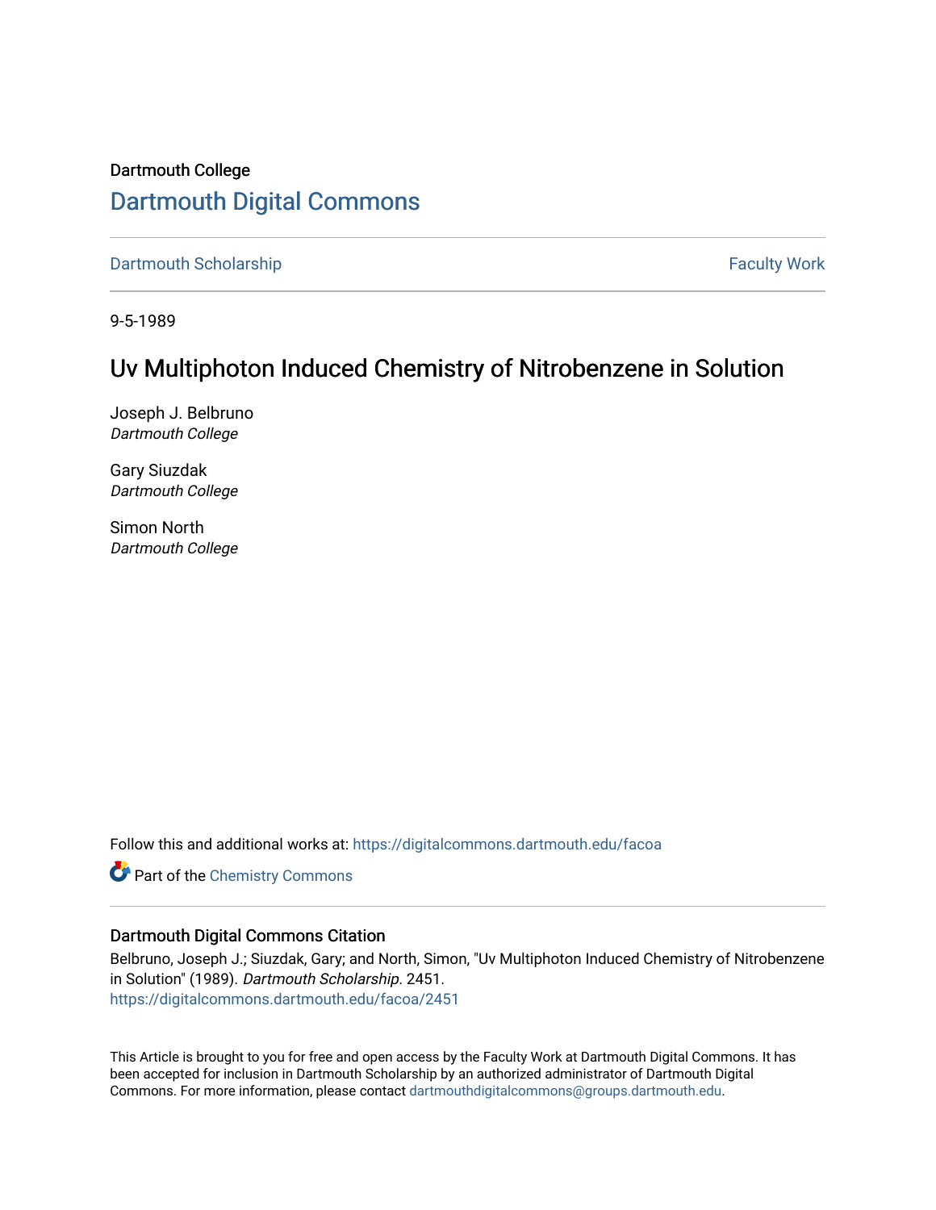Dartmouth College

# Dartmouth Digital Commons

Dartmouth Scholarship | Faculty Work

9-5-1989

## Uv Multiphoton Induced Chemistry of Nitrobenzene in Solution

Joseph J. Belbruno
*Dartmouth College*

Gary Siuzdak
*Dartmouth College*

Simon North
*Dartmouth College*

Follow this and additional works at: https://digitalcommons.dartmouth.edu/facoa

Part of the Chemistry Commons

### Dartmouth Digital Commons Citation

Belbruno, Joseph J.; Siuzdak, Gary; and North, Simon, "Uv Multiphoton Induced Chemistry of Nitrobenzene in Solution" (1989). *Dartmouth Scholarship*. 2451.
https://digitalcommons.dartmouth.edu/facoa/2451

This Article is brought to you for free and open access by the Faculty Work at Dartmouth Digital Commons. It has been accepted for inclusion in Dartmouth Scholarship by an authorized administrator of Dartmouth Digital Commons. For more information, please contact dartmouthdigitalcommons@groups.dartmouth.edu.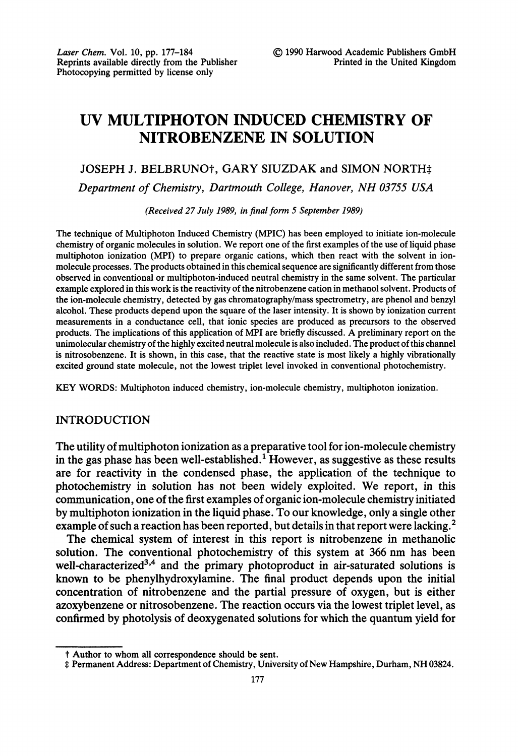# UV MULTIPHOTON INDUCED CHEMISTRY OF NITROBENZENE IN SOLUTION

JOSEPH J. BELBRUNO†, GARY SIUZDAK and SIMON NORTH‡

*Department of Chemistry, Dartmouth College, Hanover, NH 03755 USA*

*(Received 27 July 1989, in final form 5 September 1989)*

The technique of Multiphoton Induced Chemistry (MPIC) has been employed to initiate ion-molecule chemistry of organic molecules in solution. We report one of the first examples of the use of liquid phase multiphoton ionization (MPI) to prepare organic cations, which then react with the solvent in ion-molecule processes. The products obtained in this chemical sequence are significantly different from those observed in conventional or multiphoton-induced neutral chemistry in the same solvent. The particular example explored in this work is the reactivity of the nitrobenzene cation in methanol solvent. Products of the ion-molecule chemistry, detected by gas chromatography/mass spectrometry, are phenol and benzyl alcohol. These products depend upon the square of the laser intensity. It is shown by ionization current measurements in a conductance cell, that ionic species are produced as precursors to the observed products. The implications of this application of MPI are briefly discussed. A preliminary report on the unimolecular chemistry of the highly excited neutral molecule is also included. The product of this channel is nitrosobenzene. It is shown, in this case, that the reactive state is most likely a highly vibrationally excited ground state molecule, not the lowest triplet level invoked in conventional photochemistry.

KEY WORDS: Multiphoton induced chemistry, ion-molecule chemistry, multiphoton ionization.

## INTRODUCTION

The utility of multiphoton ionization as a preparative tool for ion-molecule chemistry in the gas phase has been well-established.[1] However, as suggestive as these results are for reactivity in the condensed phase, the application of the technique to photochemistry in solution has not been widely exploited. We report, in this communication, one of the first examples of organic ion-molecule chemistry initiated by multiphoton ionization in the liquid phase. To our knowledge, only a single other example of such a reaction has been reported, but details in that report were lacking.[2]

The chemical system of interest in this report is nitrobenzene in methanolic solution. The conventional photochemistry of this system at 366 nm has been well-characterized[3,4] and the primary photoproduct in air-saturated solutions is known to be phenylhydroxylamine. The final product depends upon the initial concentration of nitrobenzene and the partial pressure of oxygen, but is either azoxybenzene or nitrosobenzene. The reaction occurs via the lowest triplet level, as confirmed by photolysis of deoxygenated solutions for which the quantum yield for

† Author to whom all correspondence should be sent.

‡ Permanent Address: Department of Chemistry, University of New Hampshire, Durham, NH 03824.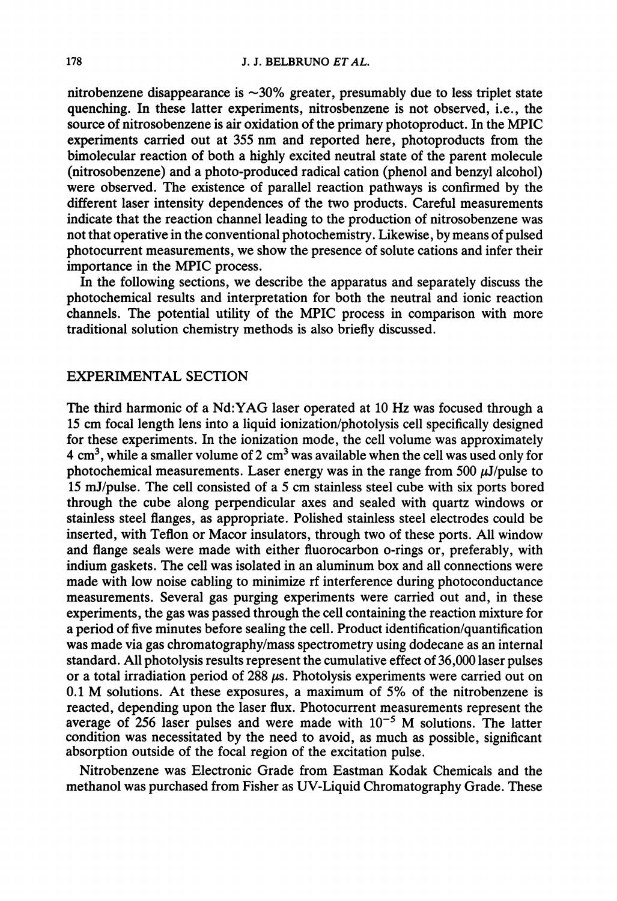nitrobenzene disappearance is ~30% greater, presumably due to less triplet state quenching. In these latter experiments, nitrosbenzene is not observed, i.e., the source of nitrosobenzene is air oxidation of the primary photoproduct. In the MPIC experiments carried out at 355 nm and reported here, photoproducts from the bimolecular reaction of both a highly excited neutral state of the parent molecule (nitrosobenzene) and a photo-produced radical cation (phenol and benzyl alcohol) were observed. The existence of parallel reaction pathways is confirmed by the different laser intensity dependences of the two products. Careful measurements indicate that the reaction channel leading to the production of nitrosobenzene was not that operative in the conventional photochemistry. Likewise, by means of pulsed photocurrent measurements, we show the presence of solute cations and infer their importance in the MPIC process.

In the following sections, we describe the apparatus and separately discuss the photochemical results and interpretation for both the neutral and ionic reaction channels. The potential utility of the MPIC process in comparison with more traditional solution chemistry methods is also briefly discussed.

## EXPERIMENTAL SECTION

The third harmonic of a Nd:YAG laser operated at 10 Hz was focused through a 15 cm focal length lens into a liquid ionization/photolysis cell specifically designed for these experiments. In the ionization mode, the cell volume was approximately 4 $cm^3$, while a smaller volume of 2 $cm^3$ was available when the cell was used only for photochemical measurements. Laser energy was in the range from 500 $\mu$J/pulse to 15 mJ/pulse. The cell consisted of a 5 cm stainless steel cube with six ports bored through the cube along perpendicular axes and sealed with quartz windows or stainless steel flanges, as appropriate. Polished stainless steel electrodes could be inserted, with Teflon or Macor insulators, through two of these ports. All window and flange seals were made with either fluorocarbon o-rings or, preferably, with indium gaskets. The cell was isolated in an aluminum box and all connections were made with low noise cabling to minimize rf interference during photoconductance measurements. Several gas purging experiments were carried out and, in these experiments, the gas was passed through the cell containing the reaction mixture for a period of five minutes before sealing the cell. Product identification/quantification was made via gas chromatography/mass spectrometry using dodecane as an internal standard. All photolysis results represent the cumulative effect of 36,000 laser pulses or a total irradiation period of 288 $\mu$s. Photolysis experiments were carried out on 0.1 M solutions. At these exposures, a maximum of 5% of the nitrobenzene is reacted, depending upon the laser flux. Photocurrent measurements represent the average of 256 laser pulses and were made with $10^{-5}$ M solutions. The latter condition was necessitated by the need to avoid, as much as possible, significant absorption outside of the focal region of the excitation pulse.

Nitrobenzene was Electronic Grade from Eastman Kodak Chemicals and the methanol was purchased from Fisher as UV-Liquid Chromatography Grade. These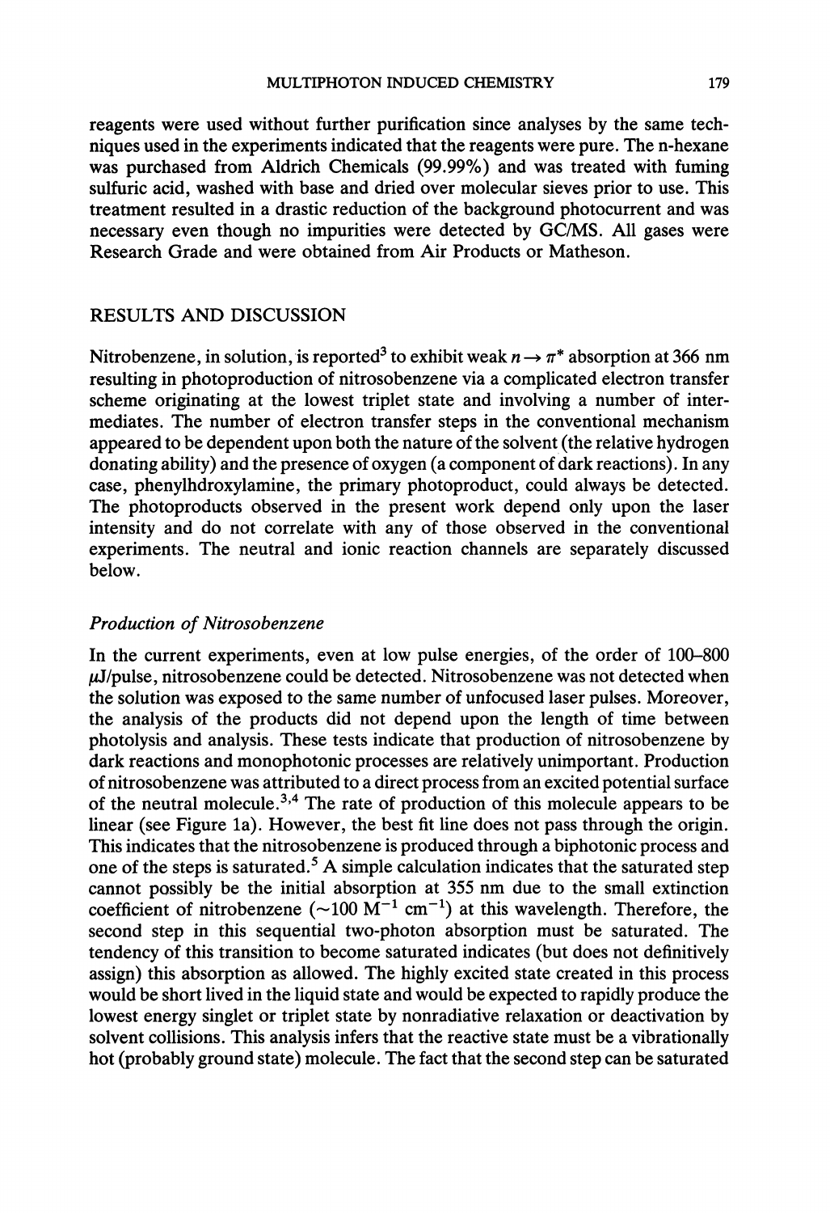reagents were used without further purification since analyses by the same techniques used in the experiments indicated that the reagents were pure. The n-hexane was purchased from Aldrich Chemicals (99.99%) and was treated with fuming sulfuric acid, washed with base and dried over molecular sieves prior to use. This treatment resulted in a drastic reduction of the background photocurrent and was necessary even though no impurities were detected by GC/MS. All gases were Research Grade and were obtained from Air Products or Matheson.

## RESULTS AND DISCUSSION

Nitrobenzene, in solution, is reported[3] to exhibit weak $n \rightarrow \pi^*$ absorption at 366 nm resulting in photoproduction of nitrosobenzene via a complicated electron transfer scheme originating at the lowest triplet state and involving a number of intermediates. The number of electron transfer steps in the conventional mechanism appeared to be dependent upon both the nature of the solvent (the relative hydrogen donating ability) and the presence of oxygen (a component of dark reactions). In any case, phenylhdroxylamine, the primary photoproduct, could always be detected. The photoproducts observed in the present work depend only upon the laser intensity and do not correlate with any of those observed in the conventional experiments. The neutral and ionic reaction channels are separately discussed below.

### *Production of Nitrosobenzene*

In the current experiments, even at low pulse energies, of the order of 100–800 $\mu$J/pulse, nitrosobenzene could be detected. Nitrosobenzene was not detected when the solution was exposed to the same number of unfocused laser pulses. Moreover, the analysis of the products did not depend upon the length of time between photolysis and analysis. These tests indicate that production of nitrosobenzene by dark reactions and monophotonic processes are relatively unimportant. Production of nitrosobenzene was attributed to a direct process from an excited potential surface of the neutral molecule.[3,4] The rate of production of this molecule appears to be linear (see Figure 1a). However, the best fit line does not pass through the origin. This indicates that the nitrosobenzene is produced through a biphotonic process and one of the steps is saturated.[5] A simple calculation indicates that the saturated step cannot possibly be the initial absorption at 355 nm due to the small extinction coefficient of nitrobenzene ($\sim$100 $M^{-1}$ $cm^{-1}$) at this wavelength. Therefore, the second step in this sequential two-photon absorption must be saturated. The tendency of this transition to become saturated indicates (but does not definitively assign) this absorption as allowed. The highly excited state created in this process would be short lived in the liquid state and would be expected to rapidly produce the lowest energy singlet or triplet state by nonradiative relaxation or deactivation by solvent collisions. This analysis infers that the reactive state must be a vibrationally hot (probably ground state) molecule. The fact that the second step can be saturated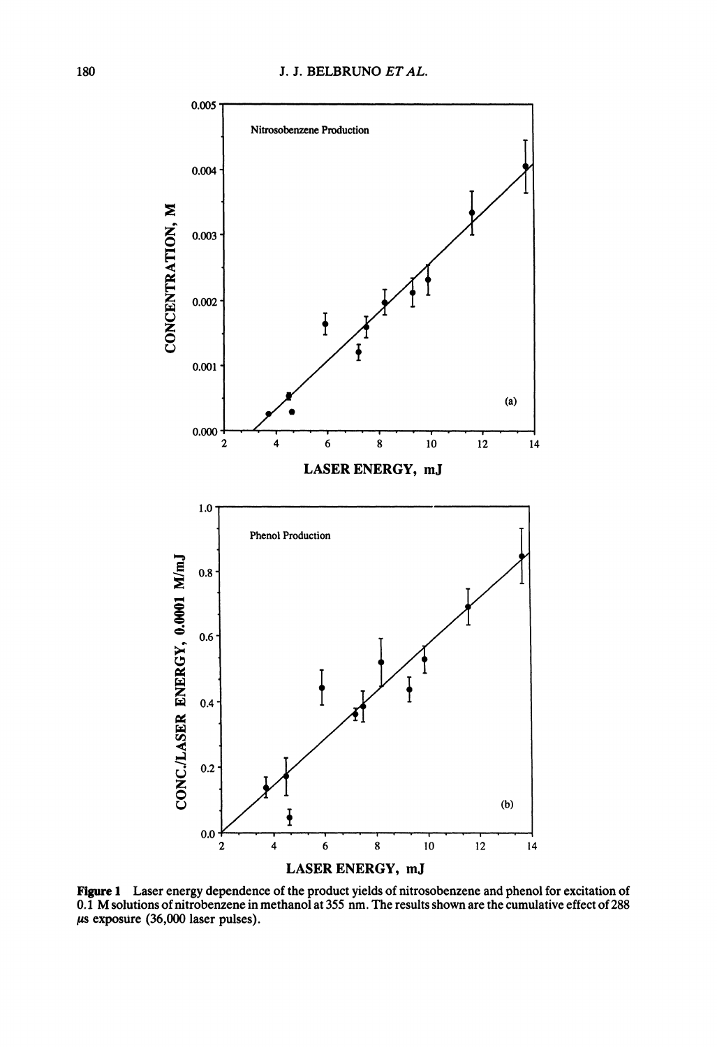Figure 1 Laser energy dependence of the product yields of nitrosobenzene and phenol for excitation of 0.1 M solutions of nitrobenzene in methanol at 355 nm. The results shown are the cumulative effect of 288 μs exposure (36,000 laser pulses).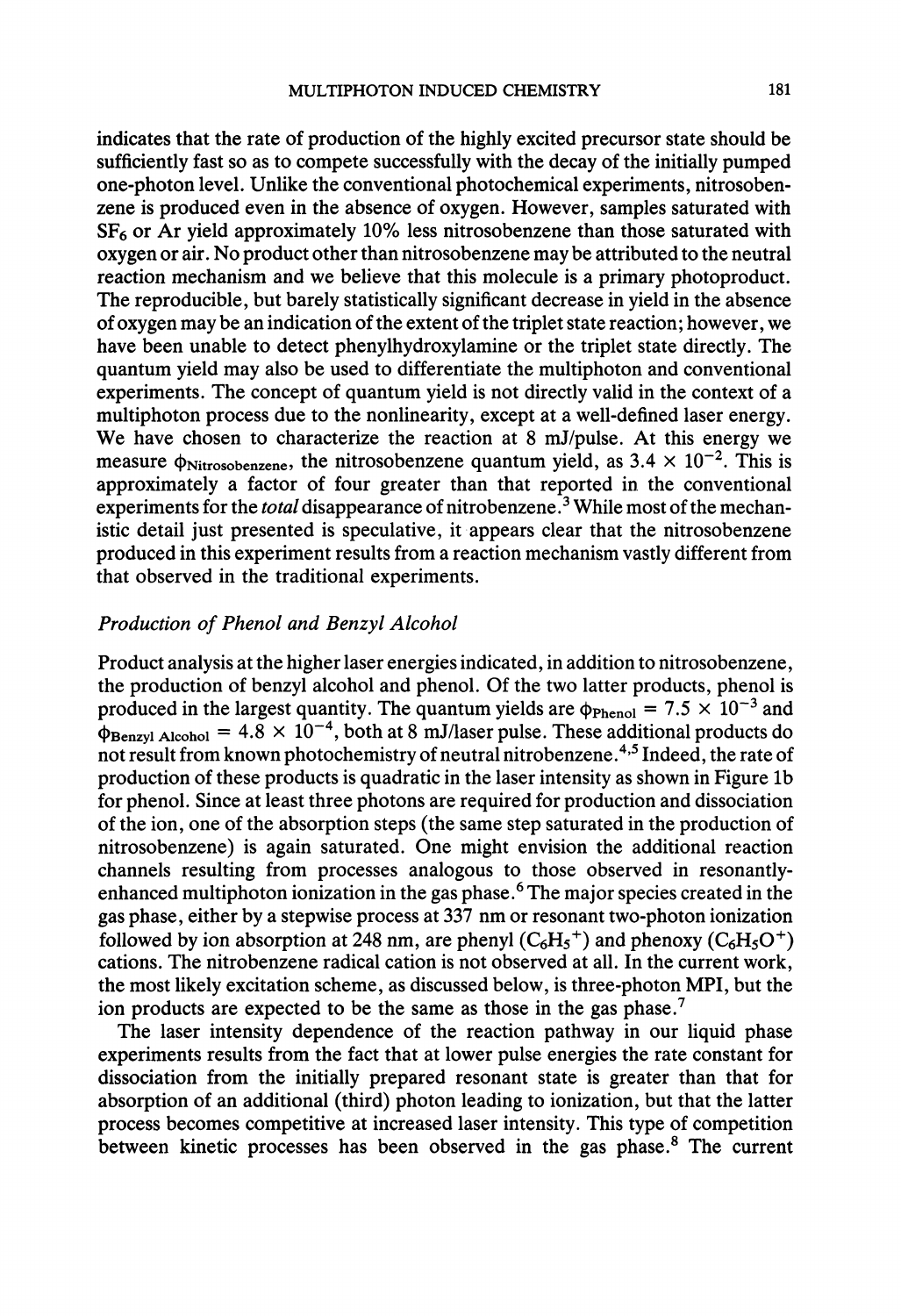indicates that the rate of production of the highly excited precursor state should be sufficiently fast so as to compete successfully with the decay of the initially pumped one-photon level. Unlike the conventional photochemical experiments, nitrosobenzene is produced even in the absence of oxygen. However, samples saturated with $SF_6$ or Ar yield approximately 10% less nitrosobenzene than those saturated with oxygen or air. No product other than nitrosobenzene may be attributed to the neutral reaction mechanism and we believe that this molecule is a primary photoproduct. The reproducible, but barely statistically significant decrease in yield in the absence of oxygen may be an indication of the extent of the triplet state reaction; however, we have been unable to detect phenylhydroxylamine or the triplet state directly. The quantum yield may also be used to differentiate the multiphoton and conventional experiments. The concept of quantum yield is not directly valid in the context of a multiphoton process due to the nonlinearity, except at a well-defined laser energy. We have chosen to characterize the reaction at 8 mJ/pulse. At this energy we measure $\phi_{\text{Nitrosobenzene}}$, the nitrosobenzene quantum yield, as $3.4 \times 10^{-2}$. This is approximately a factor of four greater than that reported in the conventional experiments for the *total* disappearance of nitrobenzene.[3] While most of the mechanistic detail just presented is speculative, it appears clear that the nitrosobenzene produced in this experiment results from a reaction mechanism vastly different from that observed in the traditional experiments.

### *Production of Phenol and Benzyl Alcohol*

Product analysis at the higher laser energies indicated, in addition to nitrosobenzene, the production of benzyl alcohol and phenol. Of the two latter products, phenol is produced in the largest quantity. The quantum yields are $\phi_{\text{Phenol}} = 7.5 \times 10^{-3}$ and $\phi_{\text{Benzyl Alcohol}} = 4.8 \times 10^{-4}$, both at 8 mJ/laser pulse. These additional products do not result from known photochemistry of neutral nitrobenzene.[4,5] Indeed, the rate of production of these products is quadratic in the laser intensity as shown in Figure 1b for phenol. Since at least three photons are required for production and dissociation of the ion, one of the absorption steps (the same step saturated in the production of nitrosobenzene) is again saturated. One might envision the additional reaction channels resulting from processes analogous to those observed in resonantly-enhanced multiphoton ionization in the gas phase.[6] The major species created in the gas phase, either by a stepwise process at 337 nm or resonant two-photon ionization followed by ion absorption at 248 nm, are phenyl ($C_6H_5^+$) and phenoxy ($C_6H_5O^+$) cations. The nitrobenzene radical cation is not observed at all. In the current work, the most likely excitation scheme, as discussed below, is three-photon MPI, but the ion products are expected to be the same as those in the gas phase.[7]

The laser intensity dependence of the reaction pathway in our liquid phase experiments results from the fact that at lower pulse energies the rate constant for dissociation from the initially prepared resonant state is greater than that for absorption of an additional (third) photon leading to ionization, but that the latter process becomes competitive at increased laser intensity. This type of competition between kinetic processes has been observed in the gas phase.[8] The current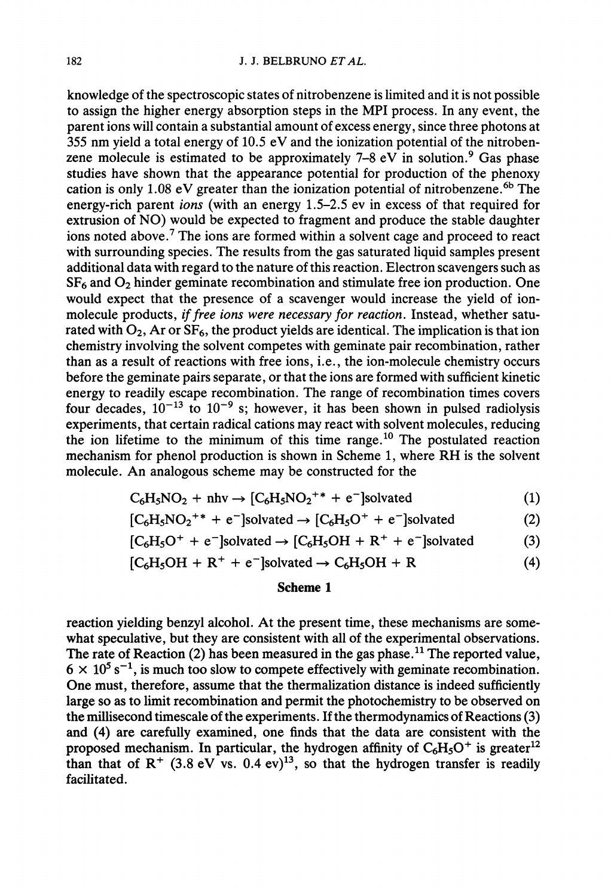knowledge of the spectroscopic states of nitrobenzene is limited and it is not possible to assign the higher energy absorption steps in the MPI process. In any event, the parent ions will contain a substantial amount of excess energy, since three photons at 355 nm yield a total energy of 10.5 eV and the ionization potential of the nitrobenzene molecule is estimated to be approximately 7–8 eV in solution.[9] Gas phase studies have shown that the appearance potential for production of the phenoxy cation is only 1.08 eV greater than the ionization potential of nitrobenzene.[6b] The energy-rich parent *ions* (with an energy 1.5–2.5 ev in excess of that required for extrusion of NO) would be expected to fragment and produce the stable daughter ions noted above.[7] The ions are formed within a solvent cage and proceed to react with surrounding species. The results from the gas saturated liquid samples present additional data with regard to the nature of this reaction. Electron scavengers such as $SF_6$ and $O_2$ hinder geminate recombination and stimulate free ion production. One would expect that the presence of a scavenger would increase the yield of ion-molecule products, *if free ions were necessary for reaction*. Instead, whether saturated with $O_2$, Ar or $SF_6$, the product yields are identical. The implication is that ion chemistry involving the solvent competes with geminate pair recombination, rather than as a result of reactions with free ions, i.e., the ion-molecule chemistry occurs before the geminate pairs separate, or that the ions are formed with sufficient kinetic energy to readily escape recombination. The range of recombination times covers four decades, $10^{-13}$ to $10^{-9}$ s; however, it has been shown in pulsed radiolysis experiments, that certain radical cations may react with solvent molecules, reducing the ion lifetime to the minimum of this time range.[10] The postulated reaction mechanism for phenol production is shown in Scheme 1, where RH is the solvent molecule. An analogous scheme may be constructed for the

$$C_6H_5NO_2 + nh\nu \rightarrow [C_6H_5NO_2^{+*} + e^-]\text{solvated} \quad (1)$$

$$[C_6H_5NO_2^{+*} + e^-]\text{solvated} \rightarrow [C_6H_5O^+ + e^-]\text{solvated} \quad (2)$$

$$[C_6H_5O^+ + e^-]\text{solvated} \rightarrow [C_6H_5OH + R^+ + e^-]\text{solvated} \quad (3)$$

$$[C_6H_5OH + R^+ + e^-]\text{solvated} \rightarrow C_6H_5OH + R \quad (4)$$

**Scheme 1**

reaction yielding benzyl alcohol. At the present time, these mechanisms are somewhat speculative, but they are consistent with all of the experimental observations. The rate of Reaction (2) has been measured in the gas phase.[11] The reported value, $6 \times 10^5$ s$^{-1}$, is much too slow to compete effectively with geminate recombination. One must, therefore, assume that the thermalization distance is indeed sufficiently large so as to limit recombination and permit the photochemistry to be observed on the millisecond timescale of the experiments. If the thermodynamics of Reactions (3) and (4) are carefully examined, one finds that the data are consistent with the proposed mechanism. In particular, the hydrogen affinity of $C_6H_5O^+$ is greater[12] than that of $R^+$ (3.8 eV vs. 0.4 ev)[13], so that the hydrogen transfer is readily facilitated.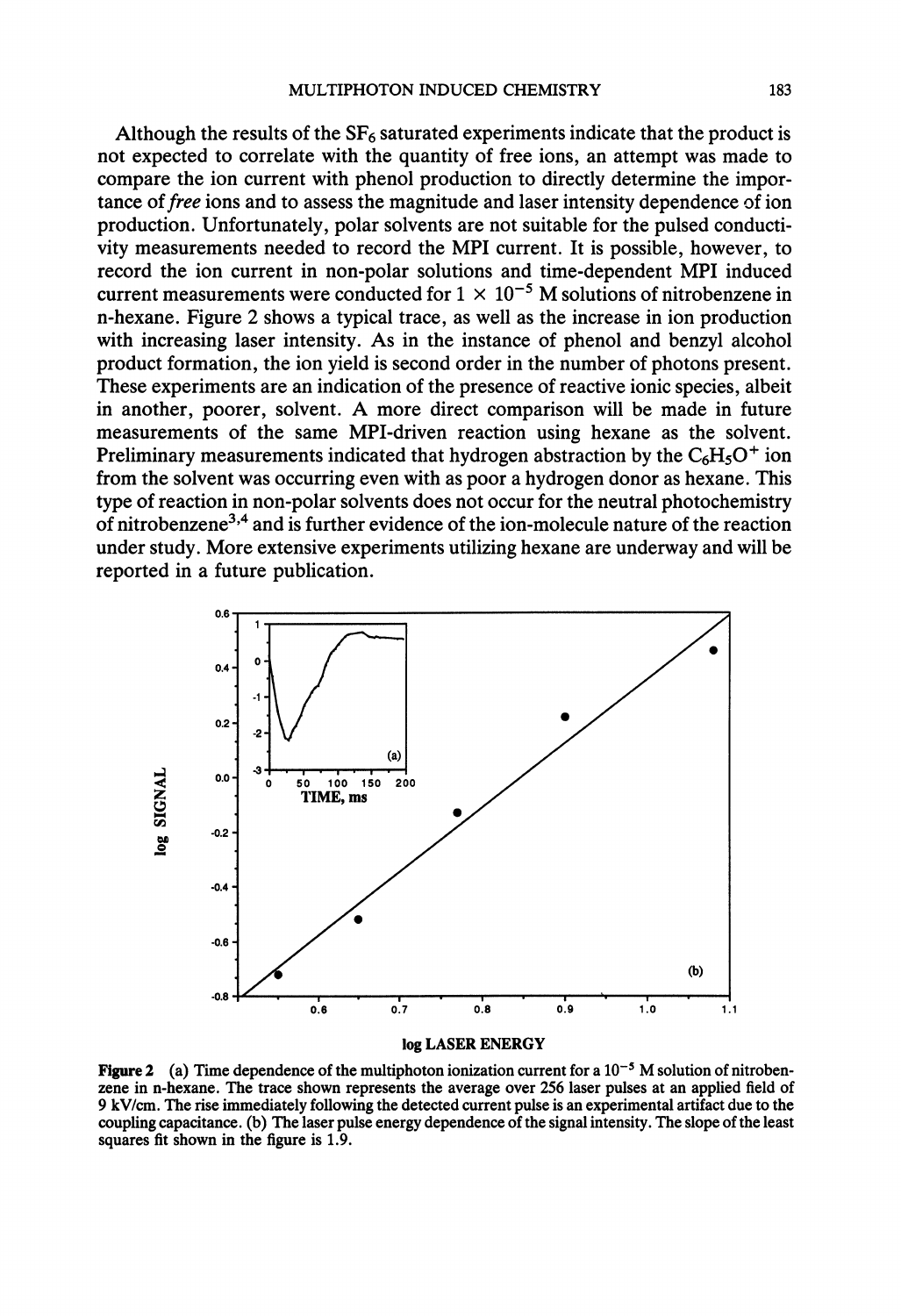Although the results of the $SF_6$ saturated experiments indicate that the product is not expected to correlate with the quantity of free ions, an attempt was made to compare the ion current with phenol production to directly determine the importance of *free* ions and to assess the magnitude and laser intensity dependence of ion production. Unfortunately, polar solvents are not suitable for the pulsed conductivity measurements needed to record the MPI current. It is possible, however, to record the ion current in non-polar solutions and time-dependent MPI induced current measurements were conducted for $1 \times 10^{-5}$ M solutions of nitrobenzene in n-hexane. Figure 2 shows a typical trace, as well as the increase in ion production with increasing laser intensity. As in the instance of phenol and benzyl alcohol product formation, the ion yield is second order in the number of photons present. These experiments are an indication of the presence of reactive ionic species, albeit in another, poorer, solvent. A more direct comparison will be made in future measurements of the same MPI-driven reaction using hexane as the solvent. Preliminary measurements indicated that hydrogen abstraction by the $C_6H_5O^+$ ion from the solvent was occurring even with as poor a hydrogen donor as hexane. This type of reaction in non-polar solvents does not occur for the neutral photochemistry of nitrobenzene[3,4] and is further evidence of the ion-molecule nature of the reaction under study. More extensive experiments utilizing hexane are underway and will be reported in a future publication.

**Figure 2** (a) Time dependence of the multiphoton ionization current for a $10^{-5}$ M solution of nitrobenzene in n-hexane. The trace shown represents the average over 256 laser pulses at an applied field of 9 kV/cm. The rise immediately following the detected current pulse is an experimental artifact due to the coupling capacitance. (b) The laser pulse energy dependence of the signal intensity. The slope of the least squares fit shown in the figure is 1.9.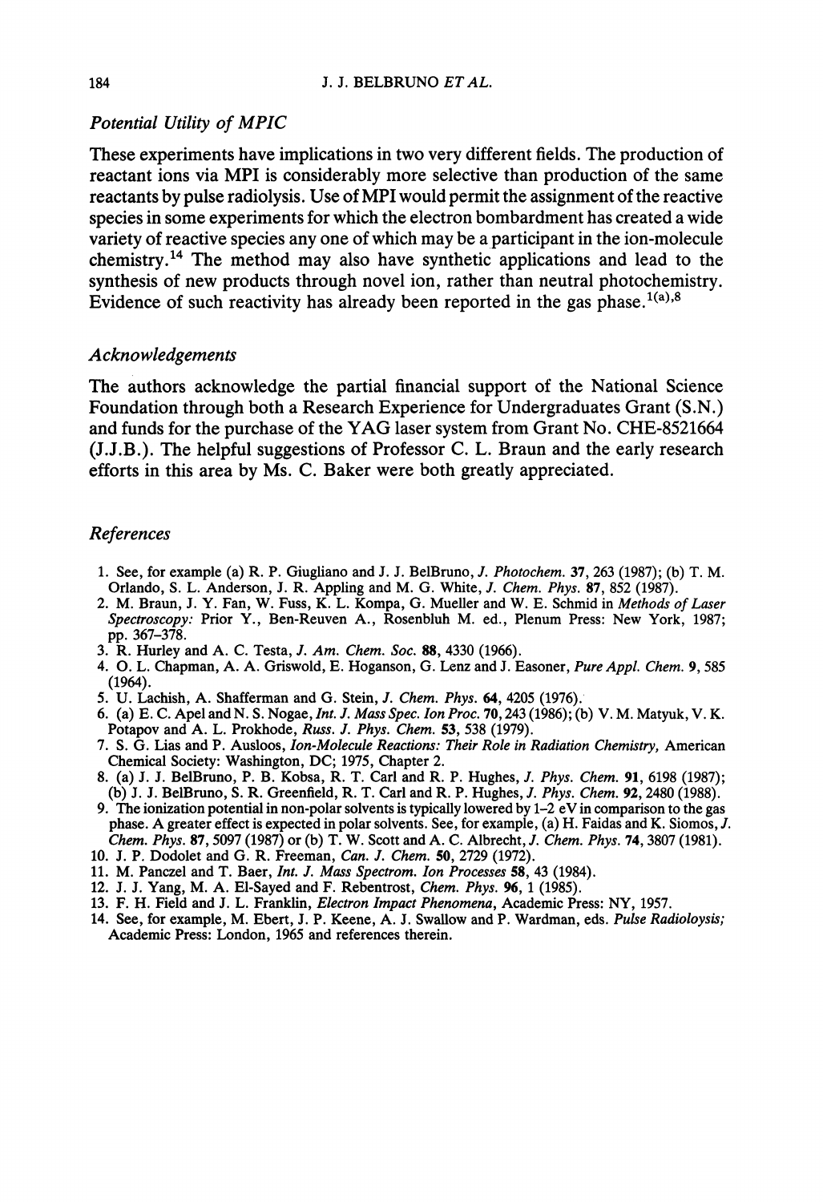### *Potential Utility of MPIC*

These experiments have implications in two very different fields. The production of reactant ions via MPI is considerably more selective than production of the same reactants by pulse radiolysis. Use of MPI would permit the assignment of the reactive species in some experiments for which the electron bombardment has created a wide variety of reactive species any one of which may be a participant in the ion-molecule chemistry.[14] The method may also have synthetic applications and lead to the synthesis of new products through novel ion, rather than neutral photochemistry. Evidence of such reactivity has already been reported in the gas phase.[1(a),8]

### *Acknowledgements*

The authors acknowledge the partial financial support of the National Science Foundation through both a Research Experience for Undergraduates Grant (S.N.) and funds for the purchase of the YAG laser system from Grant No. CHE-8521664 (J.J.B.). The helpful suggestions of Professor C. L. Braun and the early research efforts in this area by Ms. C. Baker were both greatly appreciated.

### *References*

1. See, for example (a) R. P. Giugliano and J. J. BelBruno, *J. Photochem.* **37**, 263 (1987); (b) T. M. Orlando, S. L. Anderson, J. R. Appling and M. G. White, *J. Chem. Phys.* **87**, 852 (1987).
2. M. Braun, J. Y. Fan, W. Fuss, K. L. Kompa, G. Mueller and W. E. Schmid in *Methods of Laser Spectroscopy:* Prior Y., Ben-Reuven A., Rosenbluh M. ed., Plenum Press: New York, 1987; pp. 367–378.
3. R. Hurley and A. C. Testa, *J. Am. Chem. Soc.* **88**, 4330 (1966).
4. O. L. Chapman, A. A. Griswold, E. Hoganson, G. Lenz and J. Easoner, *Pure Appl. Chem.* **9**, 585 (1964).
5. U. Lachish, A. Shafferman and G. Stein, *J. Chem. Phys.* **64**, 4205 (1976).
6. (a) E. C. Apel and N. S. Nogae, *Int. J. Mass Spec. Ion Proc.* **70**, 243 (1986); (b) V. M. Matyuk, V. K. Potapov and A. L. Prokhode, *Russ. J. Phys. Chem.* **53**, 538 (1979).
7. S. G. Lias and P. Ausloos, *Ion-Molecule Reactions: Their Role in Radiation Chemistry,* American Chemical Society: Washington, DC; 1975, Chapter 2.
8. (a) J. J. BelBruno, P. B. Kobsa, R. T. Carl and R. P. Hughes, *J. Phys. Chem.* **91**, 6198 (1987); (b) J. J. BelBruno, S. R. Greenfield, R. T. Carl and R. P. Hughes, *J. Phys. Chem.* **92**, 2480 (1988).
9. The ionization potential in non-polar solvents is typically lowered by 1–2 eV in comparison to the gas phase. A greater effect is expected in polar solvents. See, for example, (a) H. Faidas and K. Siomos, *J. Chem. Phys.* **87**, 5097 (1987) or (b) T. W. Scott and A. C. Albrecht, *J. Chem. Phys.* **74**, 3807 (1981).
10. J. P. Dodolet and G. R. Freeman, *Can. J. Chem.* **50**, 2729 (1972).
11. M. Panczel and T. Baer, *Int. J. Mass Spectrom. Ion Processes* **58**, 43 (1984).
12. J. J. Yang, M. A. El-Sayed and F. Rebentrost, *Chem. Phys.* **96**, 1 (1985).
13. F. H. Field and J. L. Franklin, *Electron Impact Phenomena,* Academic Press: NY, 1957.
14. See, for example, M. Ebert, J. P. Keene, A. J. Swallow and P. Wardman, eds. *Pulse Radioloysis;* Academic Press: London, 1965 and references therein.